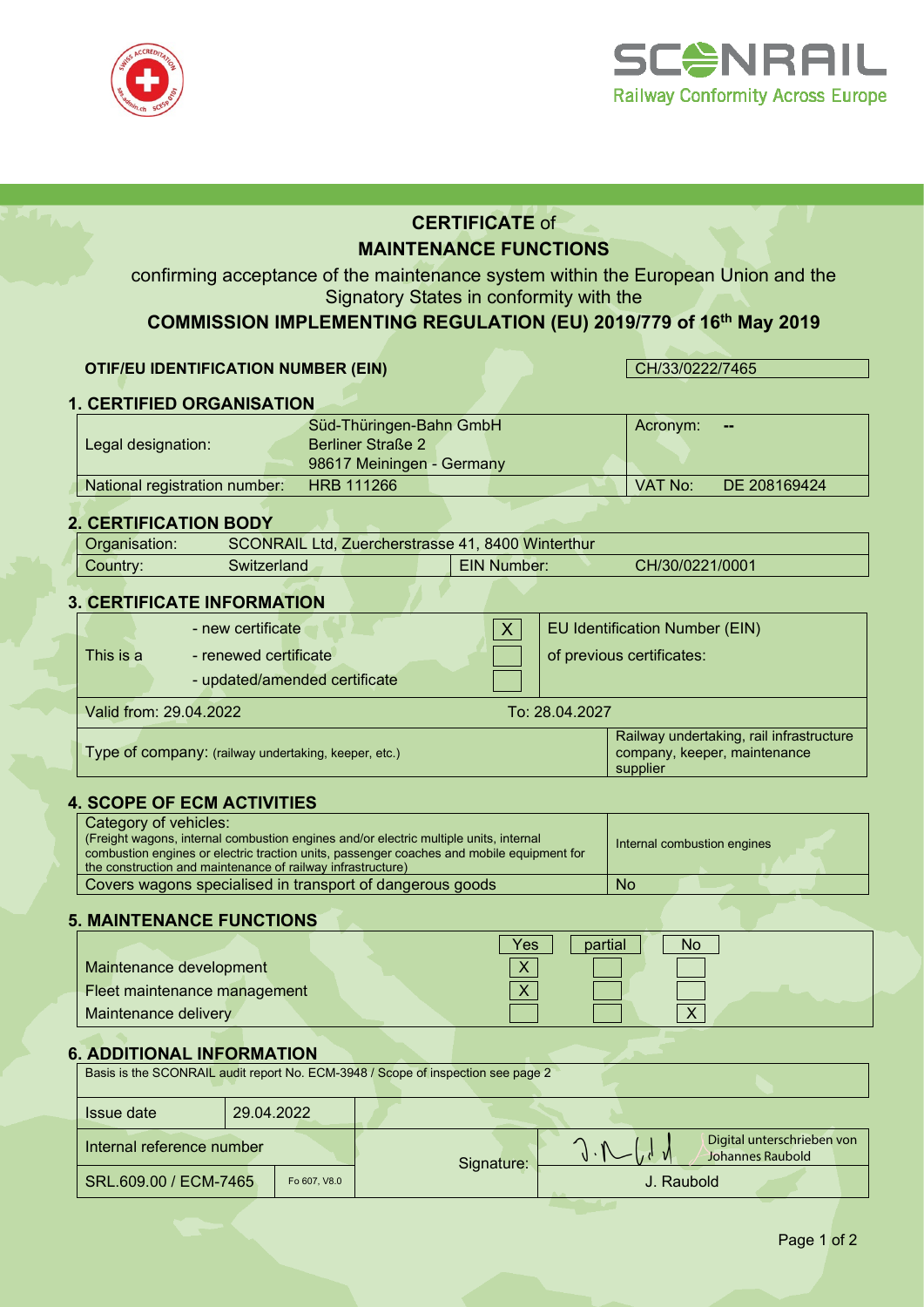# CERTIFICATE of MAINTENANCE FUNCTIONS

confirming acceptance of the maintenance system within the European Union and the Signatory States in conformity with the

**COMMISSION IMPLEMENTING REGULATION (EU) 2019/779 of 16th May 2019**

| **OTIF/EU IDENTIFICATION NUMBER (EIN)** | CH/33/0222/7465 |
|---|---|

## 1. CERTIFIED ORGANISATION

| Legal designation: | Süd-Thüringen-Bahn GmbH<br>Berliner Straße 2<br>98617 Meiningen - Germany | Acronym: | -- |
|---|---|---|---|
| National registration number: | HRB 111266 | VAT No: | DE 208169424 |

## 2. CERTIFICATION BODY

| Organisation: | SCONRAIL Ltd, Zuercherstrasse 41, 8400 Winterthur | | |
|---|---|---|---|
| Country: | Switzerland | EIN Number: | CH/30/0221/0001 |

## 3. CERTIFICATE INFORMATION

| This is a | - new certificate | X | EU Identification Number (EIN) of previous certificates: |
|---|---|---|---|
| | - renewed certificate | | |
| | - updated/amended certificate | | |
| Valid from: 29.04.2022 | To: 28.04.2027 | | |
| Type of company: (railway undertaking, keeper, etc.) | | | Railway undertaking, rail infrastructure company, keeper, maintenance supplier |

## 4. SCOPE OF ECM ACTIVITIES

| Category of vehicles:<br>(Freight wagons, internal combustion engines and/or electric multiple units, internal combustion engines or electric traction units, passenger coaches and mobile equipment for the construction and maintenance of railway infrastructure) | Internal combustion engines |
|---|---|
| Covers wagons specialised in transport of dangerous goods | No |

## 5. MAINTENANCE FUNCTIONS

| | Yes | partial | No |
|---|---|---|---|
| Maintenance development | X | | |
| Fleet maintenance management | X | | |
| Maintenance delivery | | | X |

## 6. ADDITIONAL INFORMATION

Basis is the SCONRAIL audit report No. ECM-3948 / Scope of inspection see page 2

| Issue date | 29.04.2022 | | |
|---|---|---|---|
| Internal reference number | | Signature: | Digital unterschrieben von Johannes Raubold |
| SRL.609.00 / ECM-7465 | Fo 607, V8.0 | | J. Raubold |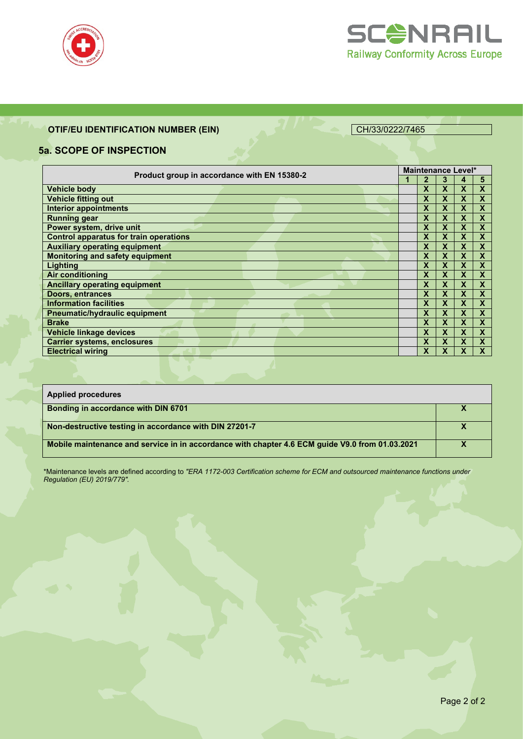**OTIF/EU IDENTIFICATION NUMBER (EIN)** CH/33/0222/7465

## 5a. SCOPE OF INSPECTION

| Product group in accordance with EN 15380-2 | Maintenance Level* | | | | |
|---|---|---|---|---|---|
| | 1 | 2 | 3 | 4 | 5 |
| **Vehicle body** | | X | X | X | X |
| **Vehicle fitting out** | | X | X | X | X |
| **Interior appointments** | | X | X | X | X |
| **Running gear** | | X | X | X | X |
| **Power system, drive unit** | | X | X | X | X |
| **Control apparatus for train operations** | | X | X | X | X |
| **Auxiliary operating equipment** | | X | X | X | X |
| **Monitoring and safety equipment** | | X | X | X | X |
| **Lighting** | | X | X | X | X |
| **Air conditioning** | | X | X | X | X |
| **Ancillary operating equipment** | | X | X | X | X |
| **Doors, entrances** | | X | X | X | X |
| **Information facilities** | | X | X | X | X |
| **Pneumatic/hydraulic equipment** | | X | X | X | X |
| **Brake** | | X | X | X | X |
| **Vehicle linkage devices** | | X | X | X | X |
| **Carrier systems, enclosures** | | X | X | X | X |
| **Electrical wiring** | | X | X | X | X |

| Applied procedures | |
|---|---|
| **Bonding in accordance with DIN 6701** | X |
| **Non-destructive testing in accordance with DIN 27201-7** | X |
| **Mobile maintenance and service in in accordance with chapter 4.6 ECM guide V9.0 from 01.03.2021** | X |

*Maintenance levels are defined according to *"ERA 1172-003 Certification scheme for ECM and outsourced maintenance functions under Regulation (EU) 2019/779".*